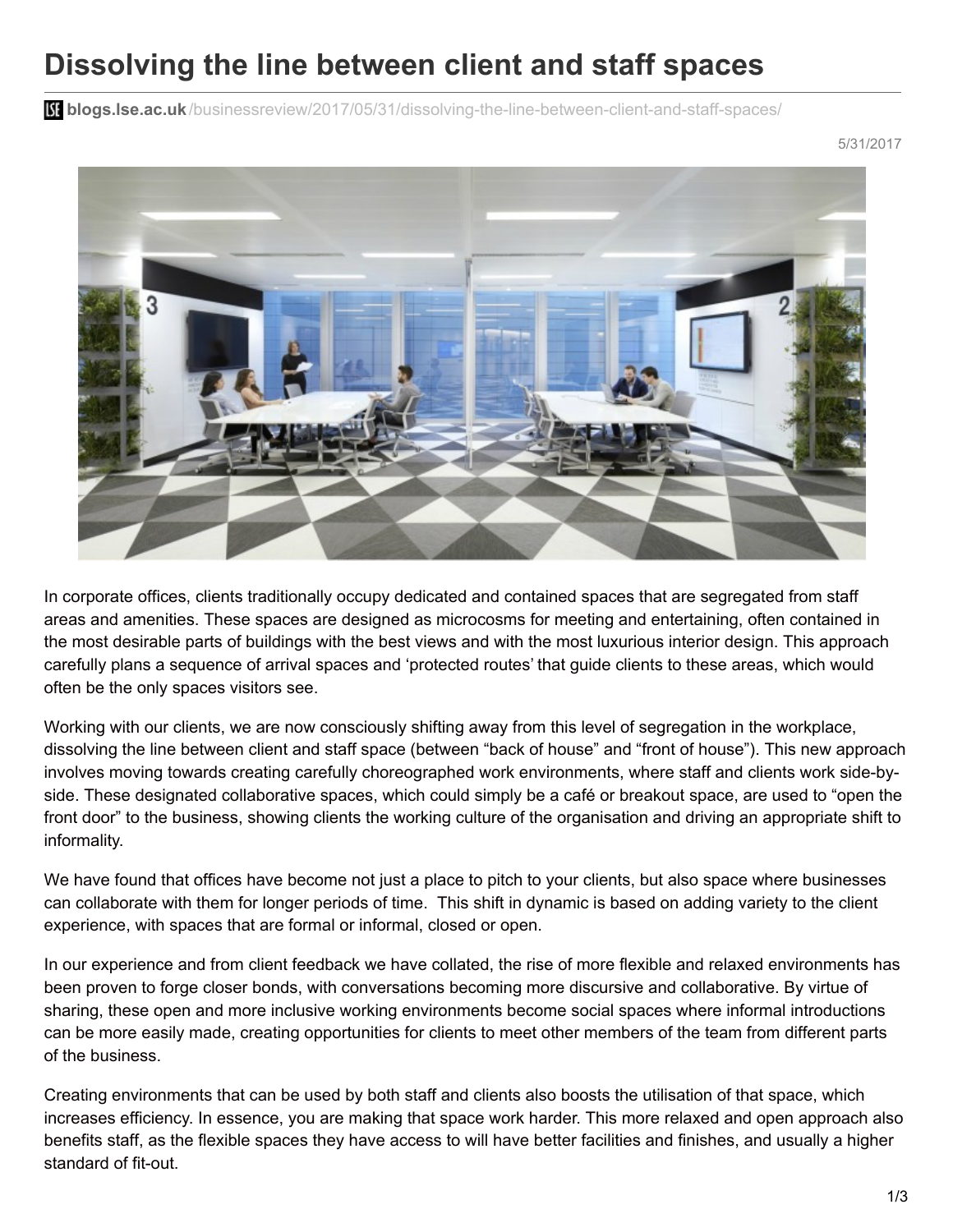# Dissolving the line between client and staff spaces

blogs.lse.ac.uk/businessreview/2017/05/31/dissolving-the-line-between-client-and-staff-spaces/

5/31/2017

In corporate offices, clients traditionally occupy dedicated and contained spaces that are segregated from staff areas and amenities. These spaces are designed as microcosms for meeting and entertaining, often contained in the most desirable parts of buildings with the best views and with the most luxurious interior design. This approach carefully plans a sequence of arrival spaces and 'protected routes' that guide clients to these areas, which would often be the only spaces visitors see.

Working with our clients, we are now consciously shifting away from this level of segregation in the workplace, dissolving the line between client and staff space (between "back of house" and "front of house"). This new approach involves moving towards creating carefully choreographed work environments, where staff and clients work side-by-side. These designated collaborative spaces, which could simply be a café or breakout space, are used to "open the front door" to the business, showing clients the working culture of the organisation and driving an appropriate shift to informality.

We have found that offices have become not just a place to pitch to your clients, but also space where businesses can collaborate with them for longer periods of time. This shift in dynamic is based on adding variety to the client experience, with spaces that are formal or informal, closed or open.

In our experience and from client feedback we have collated, the rise of more flexible and relaxed environments has been proven to forge closer bonds, with conversations becoming more discursive and collaborative. By virtue of sharing, these open and more inclusive working environments become social spaces where informal introductions can be more easily made, creating opportunities for clients to meet other members of the team from different parts of the business.

Creating environments that can be used by both staff and clients also boosts the utilisation of that space, which increases efficiency. In essence, you are making that space work harder. This more relaxed and open approach also benefits staff, as the flexible spaces they have access to will have better facilities and finishes, and usually a higher standard of fit-out.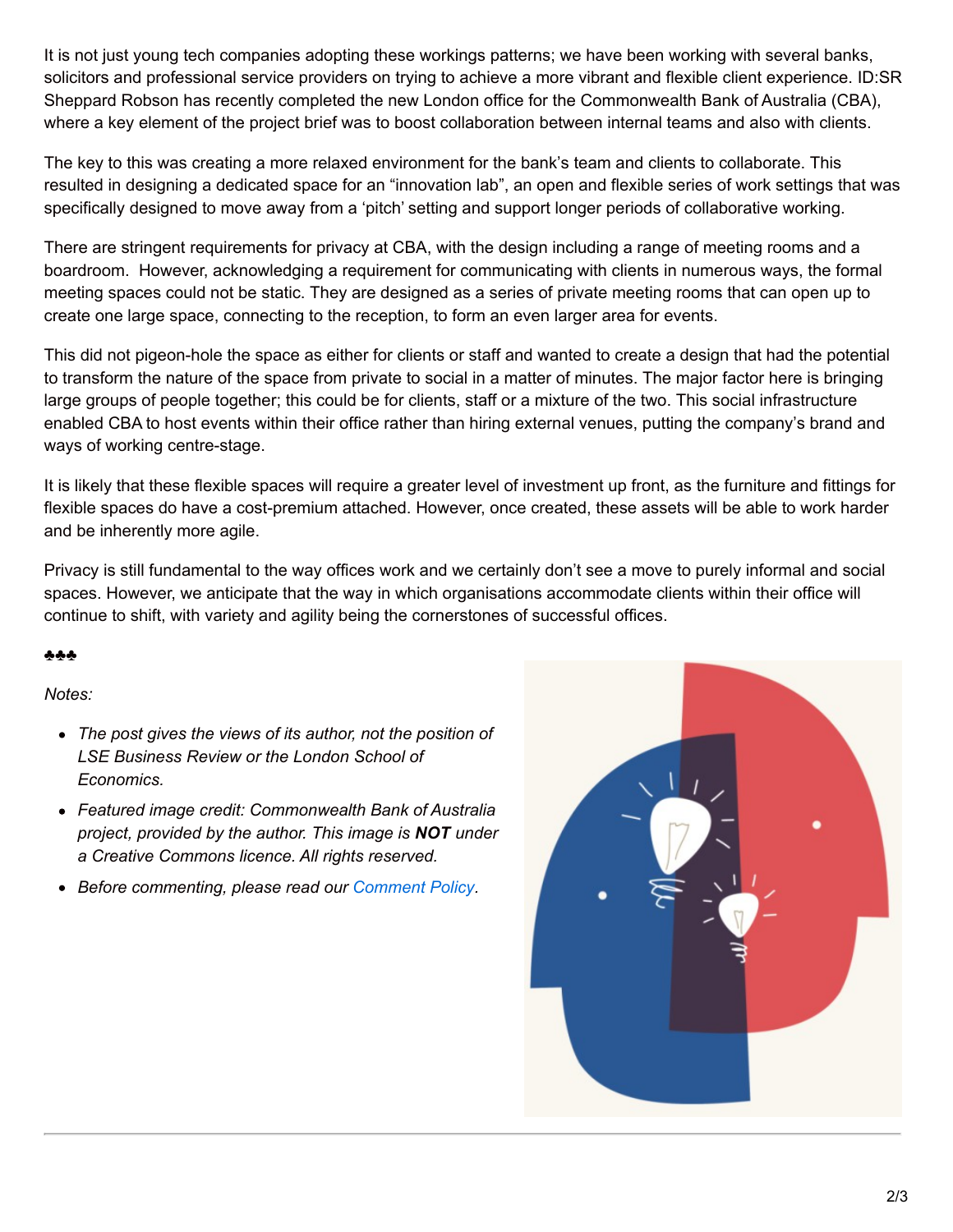It is not just young tech companies adopting these workings patterns; we have been working with several banks, solicitors and professional service providers on trying to achieve a more vibrant and flexible client experience. ID:SR Sheppard Robson has recently completed the new London office for the Commonwealth Bank of Australia (CBA), where a key element of the project brief was to boost collaboration between internal teams and also with clients.

The key to this was creating a more relaxed environment for the bank's team and clients to collaborate. This resulted in designing a dedicated space for an "innovation lab", an open and flexible series of work settings that was specifically designed to move away from a 'pitch' setting and support longer periods of collaborative working.

There are stringent requirements for privacy at CBA, with the design including a range of meeting rooms and a boardroom. However, acknowledging a requirement for communicating with clients in numerous ways, the formal meeting spaces could not be static. They are designed as a series of private meeting rooms that can open up to create one large space, connecting to the reception, to form an even larger area for events.

This did not pigeon-hole the space as either for clients or staff and wanted to create a design that had the potential to transform the nature of the space from private to social in a matter of minutes. The major factor here is bringing large groups of people together; this could be for clients, staff or a mixture of the two. This social infrastructure enabled CBA to host events within their office rather than hiring external venues, putting the company's brand and ways of working centre-stage.

It is likely that these flexible spaces will require a greater level of investment up front, as the furniture and fittings for flexible spaces do have a cost-premium attached. However, once created, these assets will be able to work harder and be inherently more agile.

Privacy is still fundamental to the way offices work and we certainly don't see a move to purely informal and social spaces. However, we anticipate that the way in which organisations accommodate clients within their office will continue to shift, with variety and agility being the cornerstones of successful offices.

♣♣♣

*Notes:*

- *The post gives the views of its author, not the position of LSE Business Review or the London School of Economics.*
- *Featured image credit: Commonwealth Bank of Australia project, provided by the author. This image is **NOT** under a Creative Commons licence. All rights reserved.*
- *Before commenting, please read our Comment Policy.*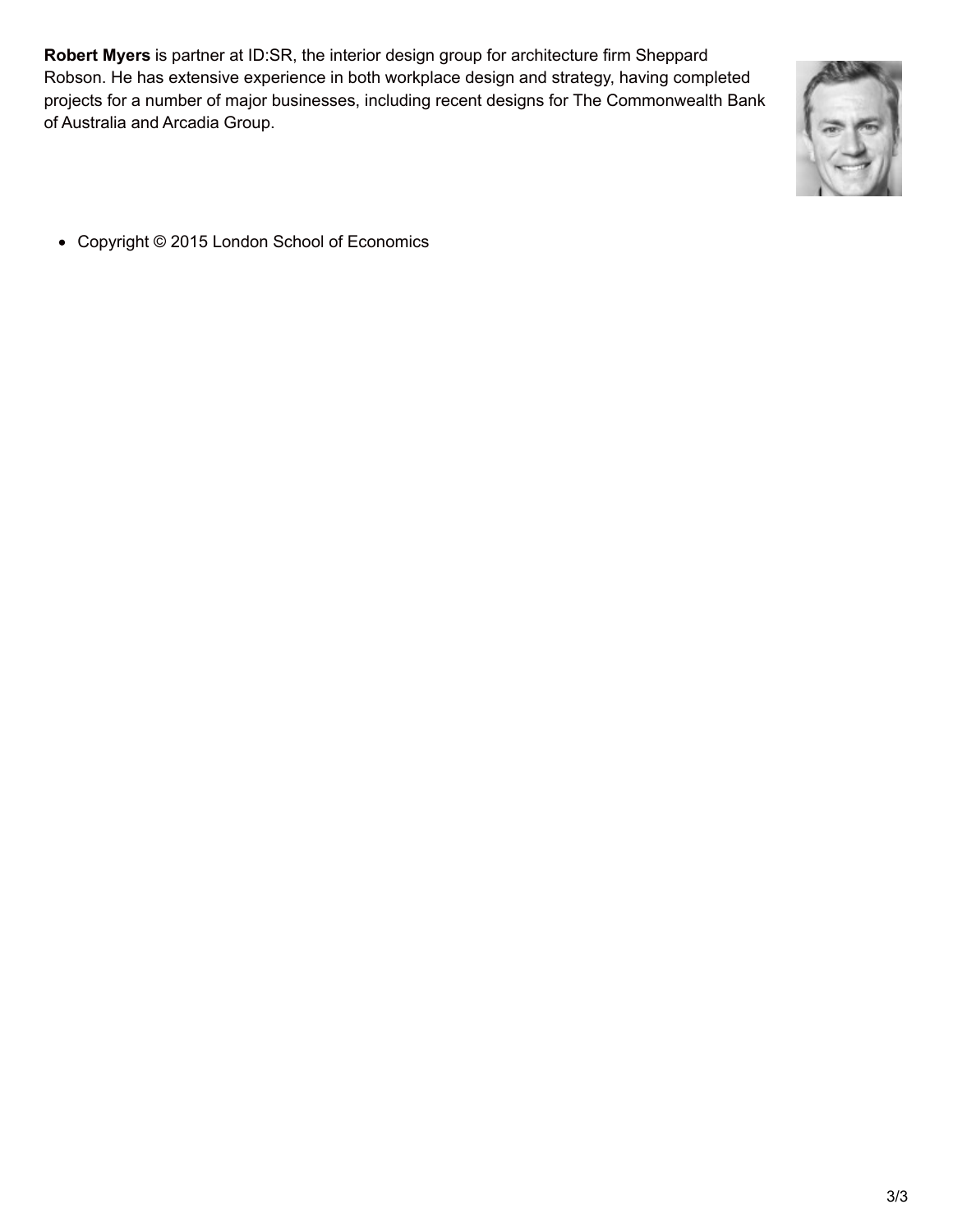**Robert Myers** is partner at ID:SR, the interior design group for architecture firm Sheppard Robson. He has extensive experience in both workplace design and strategy, having completed projects for a number of major businesses, including recent designs for The Commonwealth Bank of Australia and Arcadia Group.

- Copyright © 2015 London School of Economics